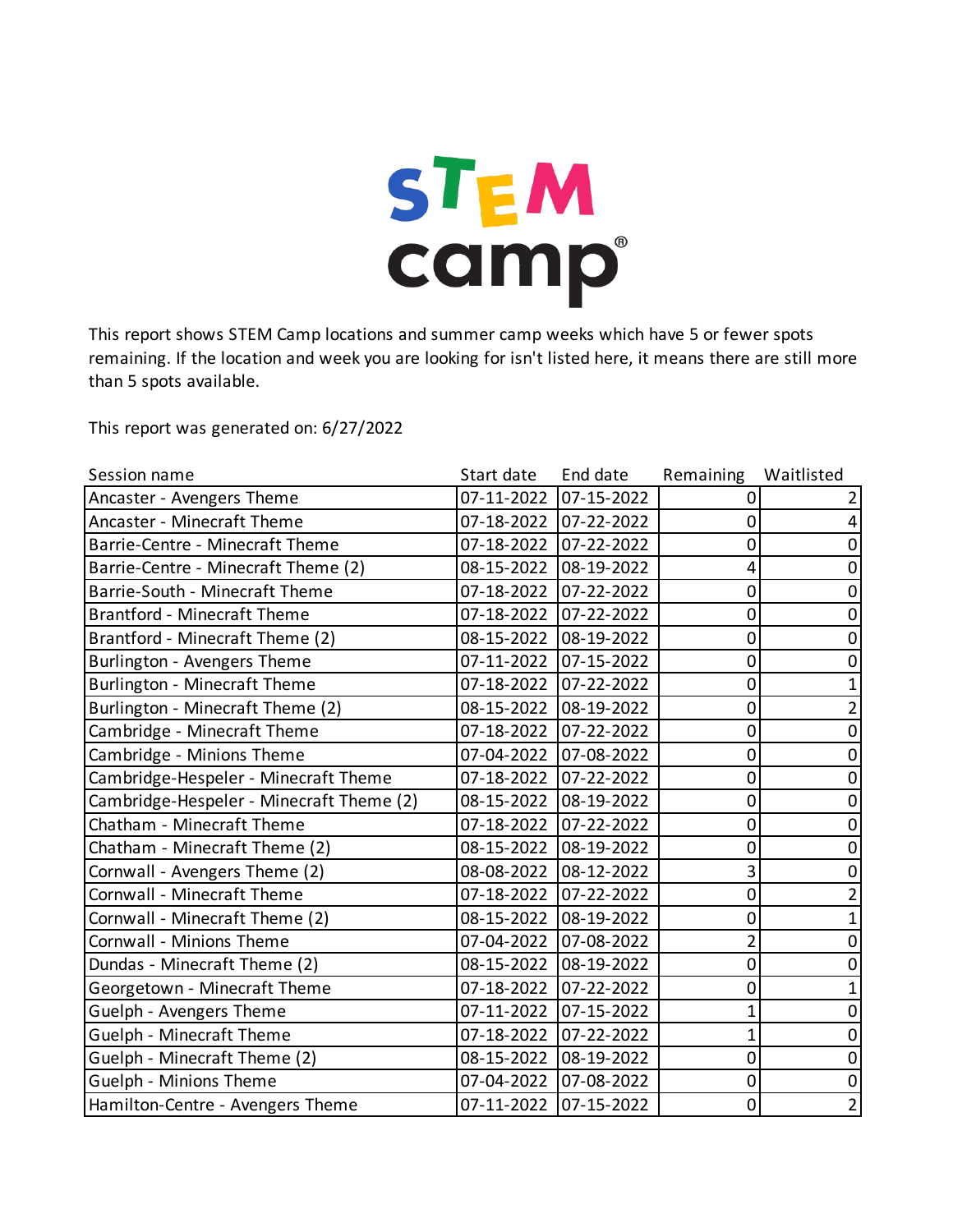STEM camp®

This report shows STEM Camp locations and summer camp weeks which have 5 or fewer spots remaining. If the location and week you are looking for isn't listed here, it means there are still more than 5 spots available.

This report was generated on: 6/27/2022

| Session name | Start date | End date | Remaining | Waitlisted |
|---|---|---|---|---|
| Ancaster - Avengers Theme | 07-11-2022 | 07-15-2022 | 0 | 2 |
| Ancaster - Minecraft Theme | 07-18-2022 | 07-22-2022 | 0 | 4 |
| Barrie-Centre - Minecraft Theme | 07-18-2022 | 07-22-2022 | 0 | 0 |
| Barrie-Centre - Minecraft Theme (2) | 08-15-2022 | 08-19-2022 | 4 | 0 |
| Barrie-South - Minecraft Theme | 07-18-2022 | 07-22-2022 | 0 | 0 |
| Brantford - Minecraft Theme | 07-18-2022 | 07-22-2022 | 0 | 0 |
| Brantford - Minecraft Theme (2) | 08-15-2022 | 08-19-2022 | 0 | 0 |
| Burlington - Avengers Theme | 07-11-2022 | 07-15-2022 | 0 | 0 |
| Burlington - Minecraft Theme | 07-18-2022 | 07-22-2022 | 0 | 1 |
| Burlington - Minecraft Theme (2) | 08-15-2022 | 08-19-2022 | 0 | 2 |
| Cambridge - Minecraft Theme | 07-18-2022 | 07-22-2022 | 0 | 0 |
| Cambridge - Minions Theme | 07-04-2022 | 07-08-2022 | 0 | 0 |
| Cambridge-Hespeler - Minecraft Theme | 07-18-2022 | 07-22-2022 | 0 | 0 |
| Cambridge-Hespeler - Minecraft Theme (2) | 08-15-2022 | 08-19-2022 | 0 | 0 |
| Chatham - Minecraft Theme | 07-18-2022 | 07-22-2022 | 0 | 0 |
| Chatham - Minecraft Theme (2) | 08-15-2022 | 08-19-2022 | 0 | 0 |
| Cornwall - Avengers Theme (2) | 08-08-2022 | 08-12-2022 | 3 | 0 |
| Cornwall - Minecraft Theme | 07-18-2022 | 07-22-2022 | 0 | 2 |
| Cornwall - Minecraft Theme (2) | 08-15-2022 | 08-19-2022 | 0 | 1 |
| Cornwall - Minions Theme | 07-04-2022 | 07-08-2022 | 2 | 0 |
| Dundas - Minecraft Theme (2) | 08-15-2022 | 08-19-2022 | 0 | 0 |
| Georgetown - Minecraft Theme | 07-18-2022 | 07-22-2022 | 0 | 1 |
| Guelph - Avengers Theme | 07-11-2022 | 07-15-2022 | 1 | 0 |
| Guelph - Minecraft Theme | 07-18-2022 | 07-22-2022 | 1 | 0 |
| Guelph - Minecraft Theme (2) | 08-15-2022 | 08-19-2022 | 0 | 0 |
| Guelph - Minions Theme | 07-04-2022 | 07-08-2022 | 0 | 0 |
| Hamilton-Centre - Avengers Theme | 07-11-2022 | 07-15-2022 | 0 | 2 |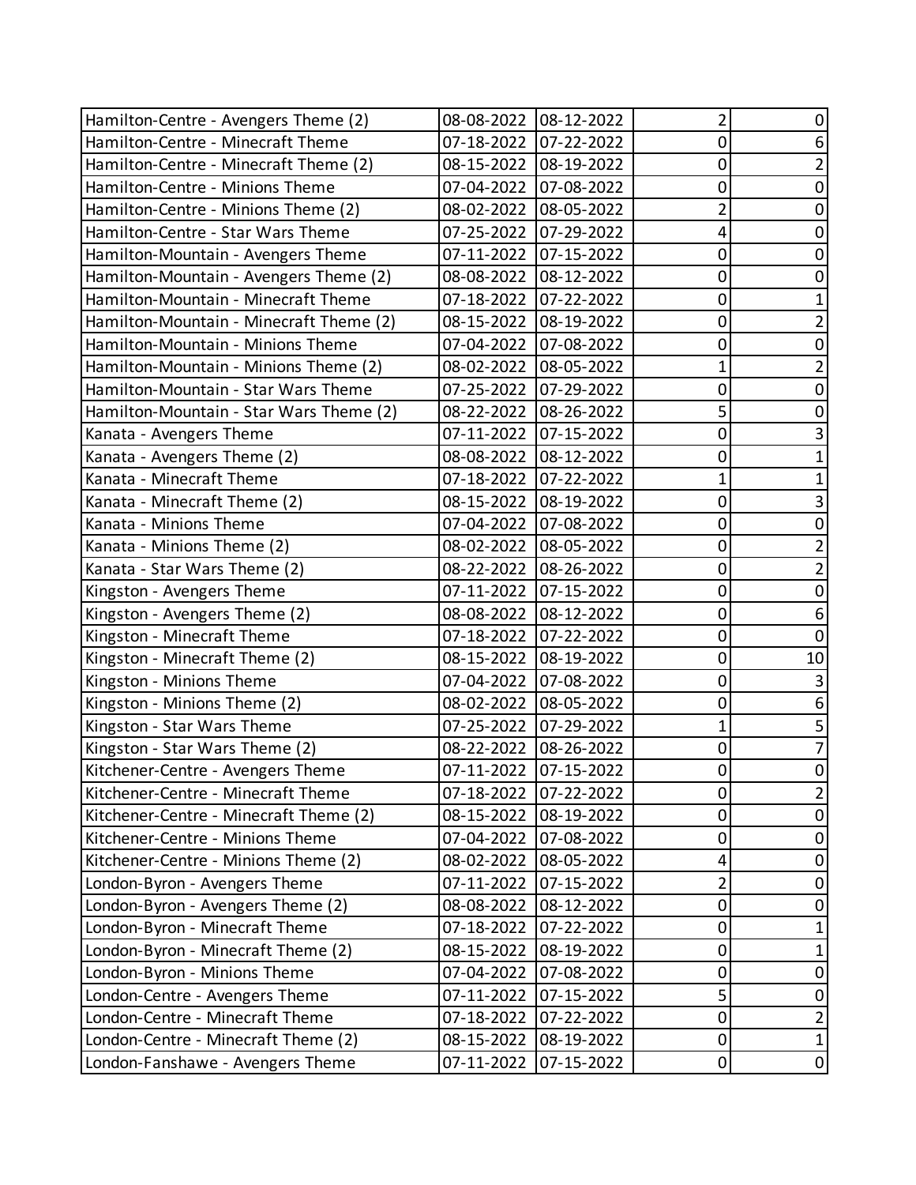| | | | | |
|---|---|---|---|---|
| Hamilton-Centre - Avengers Theme (2) | 08-08-2022 | 08-12-2022 | 2 | 0 |
| Hamilton-Centre - Minecraft Theme | 07-18-2022 | 07-22-2022 | 0 | 6 |
| Hamilton-Centre - Minecraft Theme (2) | 08-15-2022 | 08-19-2022 | 0 | 2 |
| Hamilton-Centre - Minions Theme | 07-04-2022 | 07-08-2022 | 0 | 0 |
| Hamilton-Centre - Minions Theme (2) | 08-02-2022 | 08-05-2022 | 2 | 0 |
| Hamilton-Centre - Star Wars Theme | 07-25-2022 | 07-29-2022 | 4 | 0 |
| Hamilton-Mountain - Avengers Theme | 07-11-2022 | 07-15-2022 | 0 | 0 |
| Hamilton-Mountain - Avengers Theme (2) | 08-08-2022 | 08-12-2022 | 0 | 0 |
| Hamilton-Mountain - Minecraft Theme | 07-18-2022 | 07-22-2022 | 0 | 1 |
| Hamilton-Mountain - Minecraft Theme (2) | 08-15-2022 | 08-19-2022 | 0 | 2 |
| Hamilton-Mountain - Minions Theme | 07-04-2022 | 07-08-2022 | 0 | 0 |
| Hamilton-Mountain - Minions Theme (2) | 08-02-2022 | 08-05-2022 | 1 | 2 |
| Hamilton-Mountain - Star Wars Theme | 07-25-2022 | 07-29-2022 | 0 | 0 |
| Hamilton-Mountain - Star Wars Theme (2) | 08-22-2022 | 08-26-2022 | 5 | 0 |
| Kanata - Avengers Theme | 07-11-2022 | 07-15-2022 | 0 | 3 |
| Kanata - Avengers Theme (2) | 08-08-2022 | 08-12-2022 | 0 | 1 |
| Kanata - Minecraft Theme | 07-18-2022 | 07-22-2022 | 1 | 1 |
| Kanata - Minecraft Theme (2) | 08-15-2022 | 08-19-2022 | 0 | 3 |
| Kanata - Minions Theme | 07-04-2022 | 07-08-2022 | 0 | 0 |
| Kanata - Minions Theme (2) | 08-02-2022 | 08-05-2022 | 0 | 2 |
| Kanata - Star Wars Theme (2) | 08-22-2022 | 08-26-2022 | 0 | 2 |
| Kingston - Avengers Theme | 07-11-2022 | 07-15-2022 | 0 | 0 |
| Kingston - Avengers Theme (2) | 08-08-2022 | 08-12-2022 | 0 | 6 |
| Kingston - Minecraft Theme | 07-18-2022 | 07-22-2022 | 0 | 0 |
| Kingston - Minecraft Theme (2) | 08-15-2022 | 08-19-2022 | 0 | 10 |
| Kingston - Minions Theme | 07-04-2022 | 07-08-2022 | 0 | 3 |
| Kingston - Minions Theme (2) | 08-02-2022 | 08-05-2022 | 0 | 6 |
| Kingston - Star Wars Theme | 07-25-2022 | 07-29-2022 | 1 | 5 |
| Kingston - Star Wars Theme (2) | 08-22-2022 | 08-26-2022 | 0 | 7 |
| Kitchener-Centre - Avengers Theme | 07-11-2022 | 07-15-2022 | 0 | 0 |
| Kitchener-Centre - Minecraft Theme | 07-18-2022 | 07-22-2022 | 0 | 2 |
| Kitchener-Centre - Minecraft Theme (2) | 08-15-2022 | 08-19-2022 | 0 | 0 |
| Kitchener-Centre - Minions Theme | 07-04-2022 | 07-08-2022 | 0 | 0 |
| Kitchener-Centre - Minions Theme (2) | 08-02-2022 | 08-05-2022 | 4 | 0 |
| London-Byron - Avengers Theme | 07-11-2022 | 07-15-2022 | 2 | 0 |
| London-Byron - Avengers Theme (2) | 08-08-2022 | 08-12-2022 | 0 | 0 |
| London-Byron - Minecraft Theme | 07-18-2022 | 07-22-2022 | 0 | 1 |
| London-Byron - Minecraft Theme (2) | 08-15-2022 | 08-19-2022 | 0 | 1 |
| London-Byron - Minions Theme | 07-04-2022 | 07-08-2022 | 0 | 0 |
| London-Centre - Avengers Theme | 07-11-2022 | 07-15-2022 | 5 | 0 |
| London-Centre - Minecraft Theme | 07-18-2022 | 07-22-2022 | 0 | 2 |
| London-Centre - Minecraft Theme (2) | 08-15-2022 | 08-19-2022 | 0 | 1 |
| London-Fanshawe - Avengers Theme | 07-11-2022 | 07-15-2022 | 0 | 0 |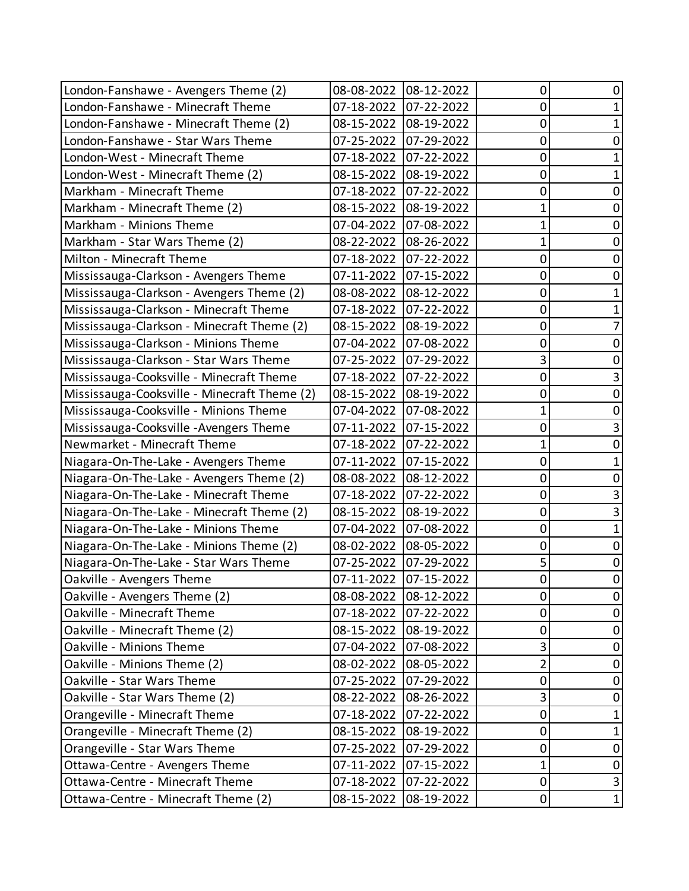| | | | | |
|---|---|---|---|---|
| London-Fanshawe - Avengers Theme (2) | 08-08-2022 | 08-12-2022 | 0 | 0 |
| London-Fanshawe - Minecraft Theme | 07-18-2022 | 07-22-2022 | 0 | 1 |
| London-Fanshawe - Minecraft Theme (2) | 08-15-2022 | 08-19-2022 | 0 | 1 |
| London-Fanshawe - Star Wars Theme | 07-25-2022 | 07-29-2022 | 0 | 0 |
| London-West - Minecraft Theme | 07-18-2022 | 07-22-2022 | 0 | 1 |
| London-West - Minecraft Theme (2) | 08-15-2022 | 08-19-2022 | 0 | 1 |
| Markham - Minecraft Theme | 07-18-2022 | 07-22-2022 | 0 | 0 |
| Markham - Minecraft Theme (2) | 08-15-2022 | 08-19-2022 | 1 | 0 |
| Markham - Minions Theme | 07-04-2022 | 07-08-2022 | 1 | 0 |
| Markham - Star Wars Theme (2) | 08-22-2022 | 08-26-2022 | 1 | 0 |
| Milton - Minecraft Theme | 07-18-2022 | 07-22-2022 | 0 | 0 |
| Mississauga-Clarkson - Avengers Theme | 07-11-2022 | 07-15-2022 | 0 | 0 |
| Mississauga-Clarkson - Avengers Theme (2) | 08-08-2022 | 08-12-2022 | 0 | 1 |
| Mississauga-Clarkson - Minecraft Theme | 07-18-2022 | 07-22-2022 | 0 | 1 |
| Mississauga-Clarkson - Minecraft Theme (2) | 08-15-2022 | 08-19-2022 | 0 | 7 |
| Mississauga-Clarkson - Minions Theme | 07-04-2022 | 07-08-2022 | 0 | 0 |
| Mississauga-Clarkson - Star Wars Theme | 07-25-2022 | 07-29-2022 | 3 | 0 |
| Mississauga-Cooksville - Minecraft Theme | 07-18-2022 | 07-22-2022 | 0 | 3 |
| Mississauga-Cooksville - Minecraft Theme (2) | 08-15-2022 | 08-19-2022 | 0 | 0 |
| Mississauga-Cooksville - Minions Theme | 07-04-2022 | 07-08-2022 | 1 | 0 |
| Mississauga-Cooksville -Avengers Theme | 07-11-2022 | 07-15-2022 | 0 | 3 |
| Newmarket - Minecraft Theme | 07-18-2022 | 07-22-2022 | 1 | 0 |
| Niagara-On-The-Lake - Avengers Theme | 07-11-2022 | 07-15-2022 | 0 | 1 |
| Niagara-On-The-Lake - Avengers Theme (2) | 08-08-2022 | 08-12-2022 | 0 | 0 |
| Niagara-On-The-Lake - Minecraft Theme | 07-18-2022 | 07-22-2022 | 0 | 3 |
| Niagara-On-The-Lake - Minecraft Theme (2) | 08-15-2022 | 08-19-2022 | 0 | 3 |
| Niagara-On-The-Lake - Minions Theme | 07-04-2022 | 07-08-2022 | 0 | 1 |
| Niagara-On-The-Lake - Minions Theme (2) | 08-02-2022 | 08-05-2022 | 0 | 0 |
| Niagara-On-The-Lake - Star Wars Theme | 07-25-2022 | 07-29-2022 | 5 | 0 |
| Oakville - Avengers Theme | 07-11-2022 | 07-15-2022 | 0 | 0 |
| Oakville - Avengers Theme (2) | 08-08-2022 | 08-12-2022 | 0 | 0 |
| Oakville - Minecraft Theme | 07-18-2022 | 07-22-2022 | 0 | 0 |
| Oakville - Minecraft Theme (2) | 08-15-2022 | 08-19-2022 | 0 | 0 |
| Oakville - Minions Theme | 07-04-2022 | 07-08-2022 | 3 | 0 |
| Oakville - Minions Theme (2) | 08-02-2022 | 08-05-2022 | 2 | 0 |
| Oakville - Star Wars Theme | 07-25-2022 | 07-29-2022 | 0 | 0 |
| Oakville - Star Wars Theme (2) | 08-22-2022 | 08-26-2022 | 3 | 0 |
| Orangeville - Minecraft Theme | 07-18-2022 | 07-22-2022 | 0 | 1 |
| Orangeville - Minecraft Theme (2) | 08-15-2022 | 08-19-2022 | 0 | 1 |
| Orangeville - Star Wars Theme | 07-25-2022 | 07-29-2022 | 0 | 0 |
| Ottawa-Centre - Avengers Theme | 07-11-2022 | 07-15-2022 | 1 | 0 |
| Ottawa-Centre - Minecraft Theme | 07-18-2022 | 07-22-2022 | 0 | 3 |
| Ottawa-Centre - Minecraft Theme (2) | 08-15-2022 | 08-19-2022 | 0 | 1 |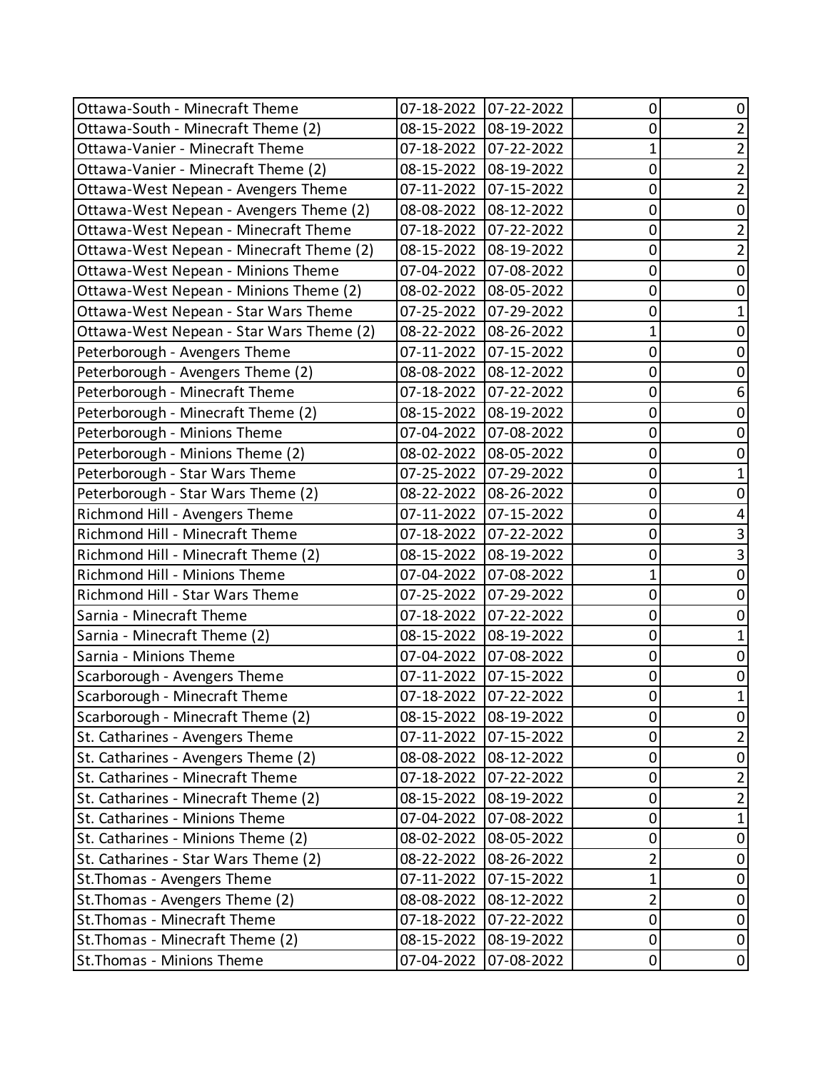| | | | | |
|---|---|---|---|---|
| Ottawa-South - Minecraft Theme | 07-18-2022 | 07-22-2022 | 0 | 0 |
| Ottawa-South - Minecraft Theme (2) | 08-15-2022 | 08-19-2022 | 0 | 2 |
| Ottawa-Vanier - Minecraft Theme | 07-18-2022 | 07-22-2022 | 1 | 2 |
| Ottawa-Vanier - Minecraft Theme (2) | 08-15-2022 | 08-19-2022 | 0 | 2 |
| Ottawa-West Nepean - Avengers Theme | 07-11-2022 | 07-15-2022 | 0 | 2 |
| Ottawa-West Nepean - Avengers Theme (2) | 08-08-2022 | 08-12-2022 | 0 | 0 |
| Ottawa-West Nepean - Minecraft Theme | 07-18-2022 | 07-22-2022 | 0 | 2 |
| Ottawa-West Nepean - Minecraft Theme (2) | 08-15-2022 | 08-19-2022 | 0 | 2 |
| Ottawa-West Nepean - Minions Theme | 07-04-2022 | 07-08-2022 | 0 | 0 |
| Ottawa-West Nepean - Minions Theme (2) | 08-02-2022 | 08-05-2022 | 0 | 0 |
| Ottawa-West Nepean - Star Wars Theme | 07-25-2022 | 07-29-2022 | 0 | 1 |
| Ottawa-West Nepean - Star Wars Theme (2) | 08-22-2022 | 08-26-2022 | 1 | 0 |
| Peterborough - Avengers Theme | 07-11-2022 | 07-15-2022 | 0 | 0 |
| Peterborough - Avengers Theme (2) | 08-08-2022 | 08-12-2022 | 0 | 0 |
| Peterborough - Minecraft Theme | 07-18-2022 | 07-22-2022 | 0 | 6 |
| Peterborough - Minecraft Theme (2) | 08-15-2022 | 08-19-2022 | 0 | 0 |
| Peterborough - Minions Theme | 07-04-2022 | 07-08-2022 | 0 | 0 |
| Peterborough - Minions Theme (2) | 08-02-2022 | 08-05-2022 | 0 | 0 |
| Peterborough - Star Wars Theme | 07-25-2022 | 07-29-2022 | 0 | 1 |
| Peterborough - Star Wars Theme (2) | 08-22-2022 | 08-26-2022 | 0 | 0 |
| Richmond Hill - Avengers Theme | 07-11-2022 | 07-15-2022 | 0 | 4 |
| Richmond Hill - Minecraft Theme | 07-18-2022 | 07-22-2022 | 0 | 3 |
| Richmond Hill - Minecraft Theme (2) | 08-15-2022 | 08-19-2022 | 0 | 3 |
| Richmond Hill - Minions Theme | 07-04-2022 | 07-08-2022 | 1 | 0 |
| Richmond Hill - Star Wars Theme | 07-25-2022 | 07-29-2022 | 0 | 0 |
| Sarnia - Minecraft Theme | 07-18-2022 | 07-22-2022 | 0 | 0 |
| Sarnia - Minecraft Theme (2) | 08-15-2022 | 08-19-2022 | 0 | 1 |
| Sarnia - Minions Theme | 07-04-2022 | 07-08-2022 | 0 | 0 |
| Scarborough - Avengers Theme | 07-11-2022 | 07-15-2022 | 0 | 0 |
| Scarborough - Minecraft Theme | 07-18-2022 | 07-22-2022 | 0 | 1 |
| Scarborough - Minecraft Theme (2) | 08-15-2022 | 08-19-2022 | 0 | 0 |
| St. Catharines - Avengers Theme | 07-11-2022 | 07-15-2022 | 0 | 2 |
| St. Catharines - Avengers Theme (2) | 08-08-2022 | 08-12-2022 | 0 | 0 |
| St. Catharines - Minecraft Theme | 07-18-2022 | 07-22-2022 | 0 | 2 |
| St. Catharines - Minecraft Theme (2) | 08-15-2022 | 08-19-2022 | 0 | 2 |
| St. Catharines - Minions Theme | 07-04-2022 | 07-08-2022 | 0 | 1 |
| St. Catharines - Minions Theme (2) | 08-02-2022 | 08-05-2022 | 0 | 0 |
| St. Catharines - Star Wars Theme (2) | 08-22-2022 | 08-26-2022 | 2 | 0 |
| St.Thomas - Avengers Theme | 07-11-2022 | 07-15-2022 | 1 | 0 |
| St.Thomas - Avengers Theme (2) | 08-08-2022 | 08-12-2022 | 2 | 0 |
| St.Thomas - Minecraft Theme | 07-18-2022 | 07-22-2022 | 0 | 0 |
| St.Thomas - Minecraft Theme (2) | 08-15-2022 | 08-19-2022 | 0 | 0 |
| St.Thomas - Minions Theme | 07-04-2022 | 07-08-2022 | 0 | 0 |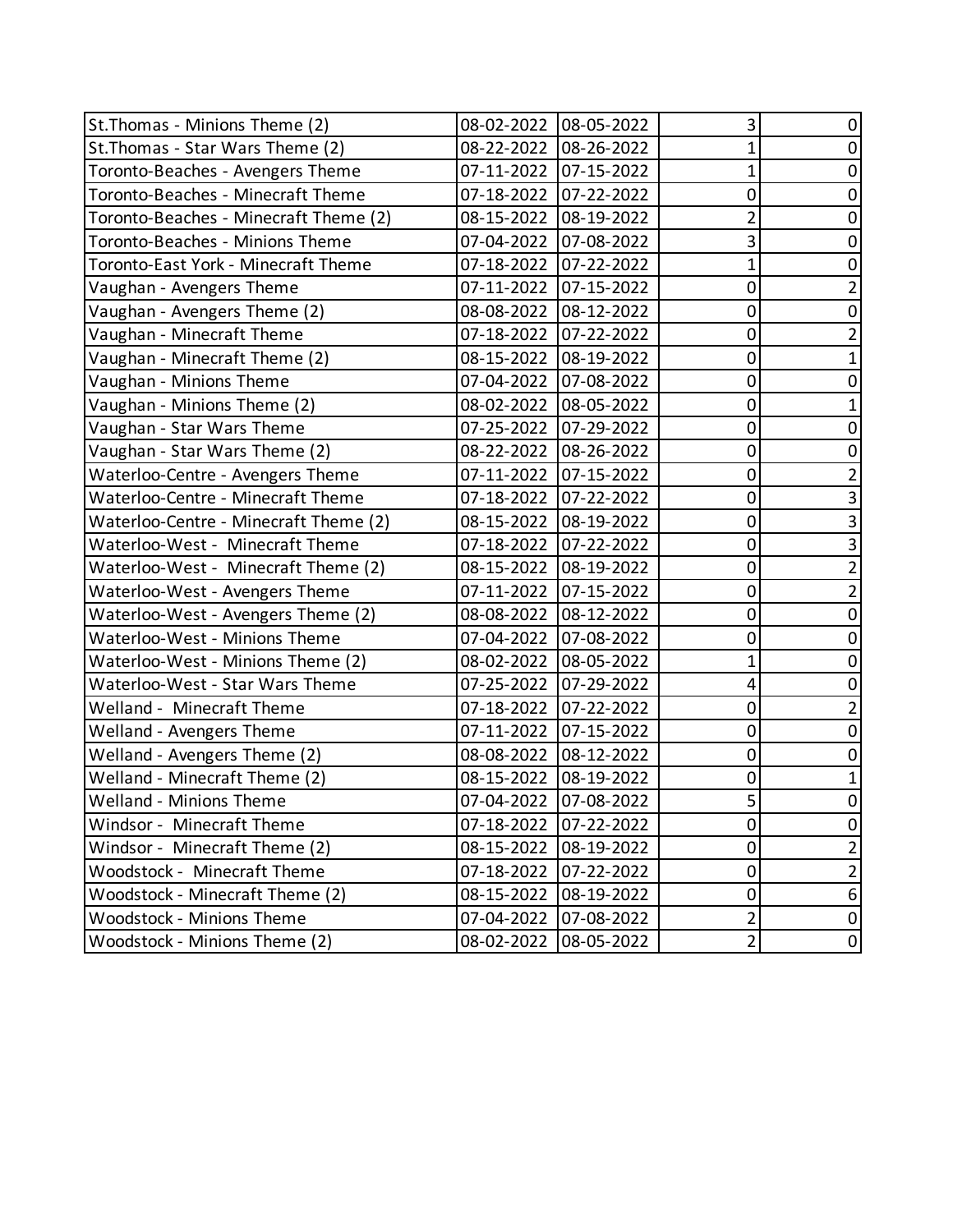| | | | | |
|---|---|---|---|---|
| St.Thomas - Minions Theme (2) | 08-02-2022 | 08-05-2022 | 3 | 0 |
| St.Thomas - Star Wars Theme (2) | 08-22-2022 | 08-26-2022 | 1 | 0 |
| Toronto-Beaches - Avengers Theme | 07-11-2022 | 07-15-2022 | 1 | 0 |
| Toronto-Beaches - Minecraft Theme | 07-18-2022 | 07-22-2022 | 0 | 0 |
| Toronto-Beaches - Minecraft Theme (2) | 08-15-2022 | 08-19-2022 | 2 | 0 |
| Toronto-Beaches - Minions Theme | 07-04-2022 | 07-08-2022 | 3 | 0 |
| Toronto-East York - Minecraft Theme | 07-18-2022 | 07-22-2022 | 1 | 0 |
| Vaughan - Avengers Theme | 07-11-2022 | 07-15-2022 | 0 | 2 |
| Vaughan - Avengers Theme (2) | 08-08-2022 | 08-12-2022 | 0 | 0 |
| Vaughan - Minecraft Theme | 07-18-2022 | 07-22-2022 | 0 | 2 |
| Vaughan - Minecraft Theme (2) | 08-15-2022 | 08-19-2022 | 0 | 1 |
| Vaughan - Minions Theme | 07-04-2022 | 07-08-2022 | 0 | 0 |
| Vaughan - Minions Theme (2) | 08-02-2022 | 08-05-2022 | 0 | 1 |
| Vaughan - Star Wars Theme | 07-25-2022 | 07-29-2022 | 0 | 0 |
| Vaughan - Star Wars Theme (2) | 08-22-2022 | 08-26-2022 | 0 | 0 |
| Waterloo-Centre - Avengers Theme | 07-11-2022 | 07-15-2022 | 0 | 2 |
| Waterloo-Centre - Minecraft Theme | 07-18-2022 | 07-22-2022 | 0 | 3 |
| Waterloo-Centre - Minecraft Theme (2) | 08-15-2022 | 08-19-2022 | 0 | 3 |
| Waterloo-West - Minecraft Theme | 07-18-2022 | 07-22-2022 | 0 | 3 |
| Waterloo-West - Minecraft Theme (2) | 08-15-2022 | 08-19-2022 | 0 | 2 |
| Waterloo-West - Avengers Theme | 07-11-2022 | 07-15-2022 | 0 | 2 |
| Waterloo-West - Avengers Theme (2) | 08-08-2022 | 08-12-2022 | 0 | 0 |
| Waterloo-West - Minions Theme | 07-04-2022 | 07-08-2022 | 0 | 0 |
| Waterloo-West - Minions Theme (2) | 08-02-2022 | 08-05-2022 | 1 | 0 |
| Waterloo-West - Star Wars Theme | 07-25-2022 | 07-29-2022 | 4 | 0 |
| Welland - Minecraft Theme | 07-18-2022 | 07-22-2022 | 0 | 2 |
| Welland - Avengers Theme | 07-11-2022 | 07-15-2022 | 0 | 0 |
| Welland - Avengers Theme (2) | 08-08-2022 | 08-12-2022 | 0 | 0 |
| Welland - Minecraft Theme (2) | 08-15-2022 | 08-19-2022 | 0 | 1 |
| Welland - Minions Theme | 07-04-2022 | 07-08-2022 | 5 | 0 |
| Windsor - Minecraft Theme | 07-18-2022 | 07-22-2022 | 0 | 0 |
| Windsor - Minecraft Theme (2) | 08-15-2022 | 08-19-2022 | 0 | 2 |
| Woodstock - Minecraft Theme | 07-18-2022 | 07-22-2022 | 0 | 2 |
| Woodstock - Minecraft Theme (2) | 08-15-2022 | 08-19-2022 | 0 | 6 |
| Woodstock - Minions Theme | 07-04-2022 | 07-08-2022 | 2 | 0 |
| Woodstock - Minions Theme (2) | 08-02-2022 | 08-05-2022 | 2 | 0 |